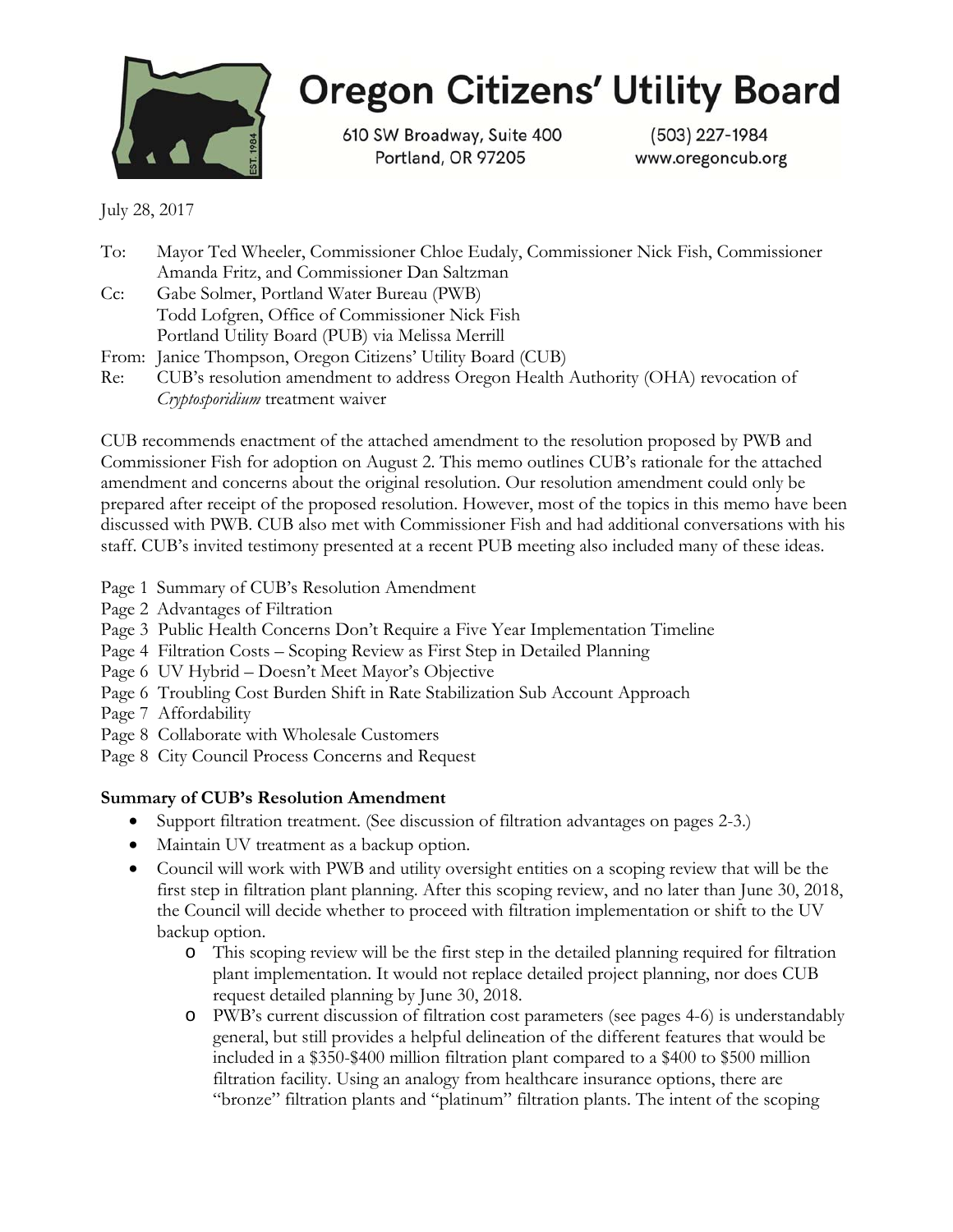# Oregon Citizens' Utility Board

610 SW Broadway, Suite 400
Portland, OR 97205

(503) 227-1984
www.oregoncub.org

July 28, 2017

To: Mayor Ted Wheeler, Commissioner Chloe Eudaly, Commissioner Nick Fish, Commissioner Amanda Fritz, and Commissioner Dan Saltzman
Cc: Gabe Solmer, Portland Water Bureau (PWB)
Todd Lofgren, Office of Commissioner Nick Fish
Portland Utility Board (PUB) via Melissa Merrill
From: Janice Thompson, Oregon Citizens' Utility Board (CUB)
Re: CUB's resolution amendment to address Oregon Health Authority (OHA) revocation of *Cryptosporidium* treatment waiver

CUB recommends enactment of the attached amendment to the resolution proposed by PWB and Commissioner Fish for adoption on August 2. This memo outlines CUB's rationale for the attached amendment and concerns about the original resolution. Our resolution amendment could only be prepared after receipt of the proposed resolution. However, most of the topics in this memo have been discussed with PWB. CUB also met with Commissioner Fish and had additional conversations with his staff. CUB's invited testimony presented at a recent PUB meeting also included many of these ideas.

- Page 1 Summary of CUB's Resolution Amendment
- Page 2 Advantages of Filtration
- Page 3 Public Health Concerns Don't Require a Five Year Implementation Timeline
- Page 4 Filtration Costs – Scoping Review as First Step in Detailed Planning
- Page 6 UV Hybrid – Doesn't Meet Mayor's Objective
- Page 6 Troubling Cost Burden Shift in Rate Stabilization Sub Account Approach
- Page 7 Affordability
- Page 8 Collaborate with Wholesale Customers
- Page 8 City Council Process Concerns and Request

**Summary of CUB's Resolution Amendment**

- Support filtration treatment. (See discussion of filtration advantages on pages 2-3.)
- Maintain UV treatment as a backup option.
- Council will work with PWB and utility oversight entities on a scoping review that will be the first step in filtration plant planning. After this scoping review, and no later than June 30, 2018, the Council will decide whether to proceed with filtration implementation or shift to the UV backup option.
  - This scoping review will be the first step in the detailed planning required for filtration plant implementation. It would not replace detailed project planning, nor does CUB request detailed planning by June 30, 2018.
  - PWB's current discussion of filtration cost parameters (see pages 4-6) is understandably general, but still provides a helpful delineation of the different features that would be included in a $350-$400 million filtration plant compared to a $400 to $500 million filtration facility. Using an analogy from healthcare insurance options, there are "bronze" filtration plants and "platinum" filtration plants. The intent of the scoping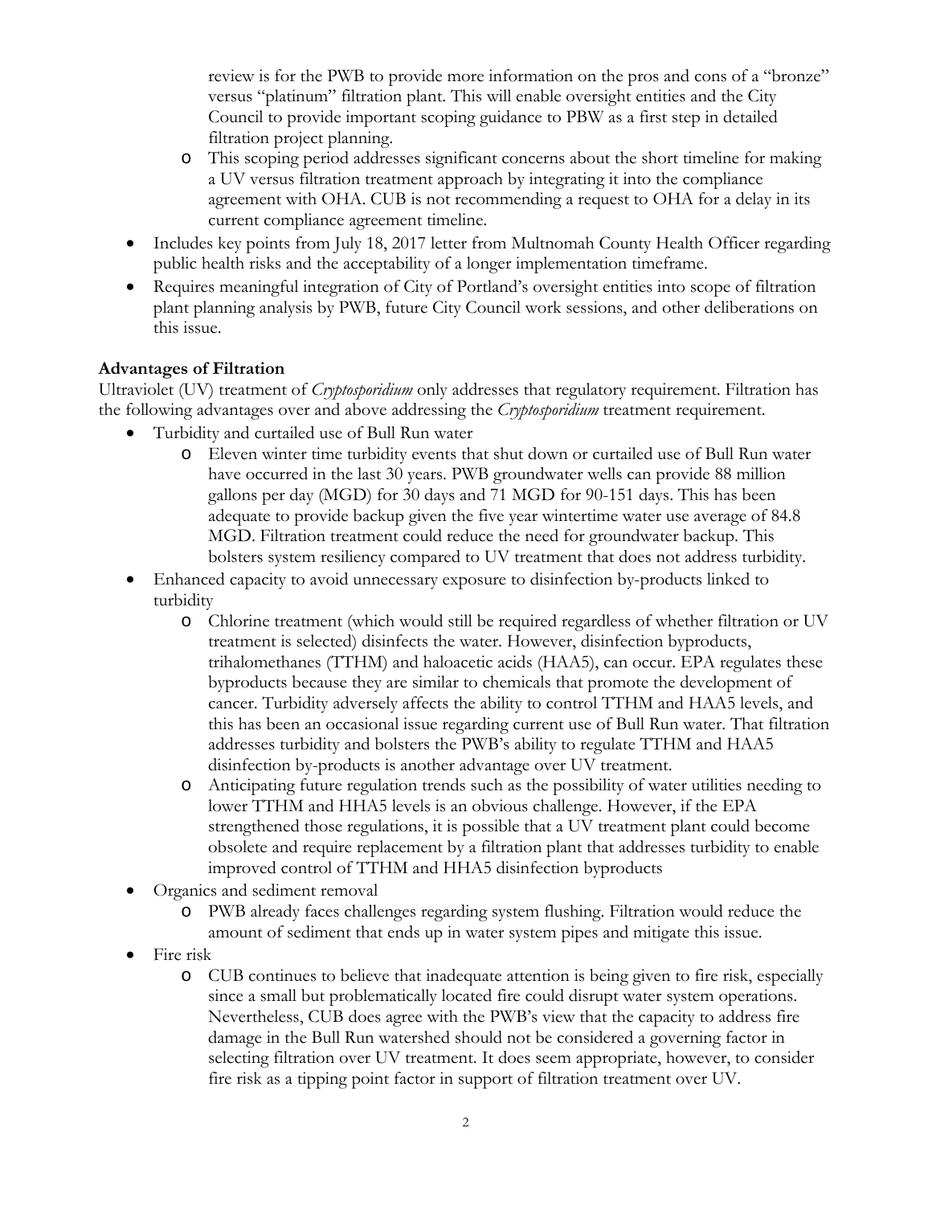- review is for the PWB to provide more information on the pros and cons of a "bronze" versus "platinum" filtration plant. This will enable oversight entities and the City Council to provide important scoping guidance to PBW as a first step in detailed filtration project planning.
  - This scoping period addresses significant concerns about the short timeline for making a UV versus filtration treatment approach by integrating it into the compliance agreement with OHA. CUB is not recommending a request to OHA for a delay in its current compliance agreement timeline.
- Includes key points from July 18, 2017 letter from Multnomah County Health Officer regarding public health risks and the acceptability of a longer implementation timeframe.
- Requires meaningful integration of City of Portland's oversight entities into scope of filtration plant planning analysis by PWB, future City Council work sessions, and other deliberations on this issue.

**Advantages of Filtration**

Ultraviolet (UV) treatment of *Cryptosporidium* only addresses that regulatory requirement. Filtration has the following advantages over and above addressing the *Cryptosporidium* treatment requirement.

- Turbidity and curtailed use of Bull Run water
  - Eleven winter time turbidity events that shut down or curtailed use of Bull Run water have occurred in the last 30 years. PWB groundwater wells can provide 88 million gallons per day (MGD) for 30 days and 71 MGD for 90-151 days. This has been adequate to provide backup given the five year wintertime water use average of 84.8 MGD. Filtration treatment could reduce the need for groundwater backup. This bolsters system resiliency compared to UV treatment that does not address turbidity.
- Enhanced capacity to avoid unnecessary exposure to disinfection by-products linked to turbidity
  - Chlorine treatment (which would still be required regardless of whether filtration or UV treatment is selected) disinfects the water. However, disinfection byproducts, trihalomethanes (TTHM) and haloacetic acids (HAA5), can occur. EPA regulates these byproducts because they are similar to chemicals that promote the development of cancer. Turbidity adversely affects the ability to control TTHM and HAA5 levels, and this has been an occasional issue regarding current use of Bull Run water. That filtration addresses turbidity and bolsters the PWB's ability to regulate TTHM and HAA5 disinfection by-products is another advantage over UV treatment.
  - Anticipating future regulation trends such as the possibility of water utilities needing to lower TTHM and HHA5 levels is an obvious challenge. However, if the EPA strengthened those regulations, it is possible that a UV treatment plant could become obsolete and require replacement by a filtration plant that addresses turbidity to enable improved control of TTHM and HHA5 disinfection byproducts
- Organics and sediment removal
  - PWB already faces challenges regarding system flushing. Filtration would reduce the amount of sediment that ends up in water system pipes and mitigate this issue.
- Fire risk
  - CUB continues to believe that inadequate attention is being given to fire risk, especially since a small but problematically located fire could disrupt water system operations. Nevertheless, CUB does agree with the PWB's view that the capacity to address fire damage in the Bull Run watershed should not be considered a governing factor in selecting filtration over UV treatment. It does seem appropriate, however, to consider fire risk as a tipping point factor in support of filtration treatment over UV.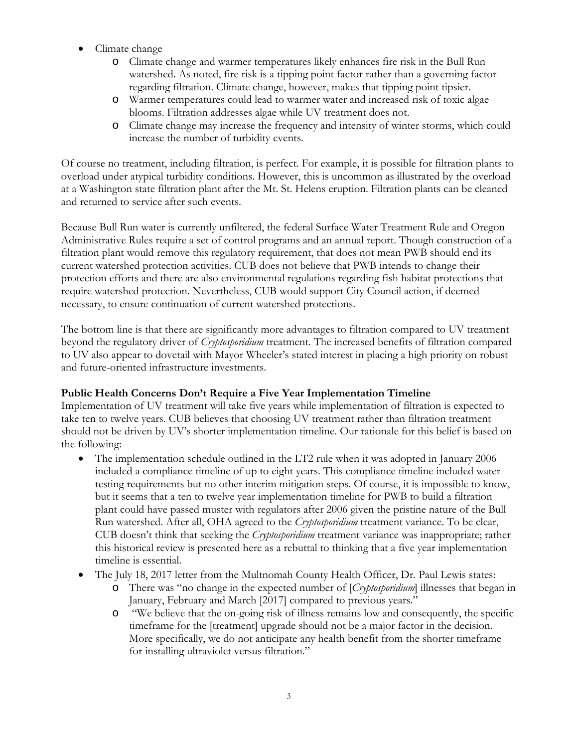- Climate change
  - Climate change and warmer temperatures likely enhances fire risk in the Bull Run watershed. As noted, fire risk is a tipping point factor rather than a governing factor regarding filtration. Climate change, however, makes that tipping point tipsier.
  - Warmer temperatures could lead to warmer water and increased risk of toxic algae blooms. Filtration addresses algae while UV treatment does not.
  - Climate change may increase the frequency and intensity of winter storms, which could increase the number of turbidity events.

Of course no treatment, including filtration, is perfect. For example, it is possible for filtration plants to overload under atypical turbidity conditions. However, this is uncommon as illustrated by the overload at a Washington state filtration plant after the Mt. St. Helens eruption. Filtration plants can be cleaned and returned to service after such events.

Because Bull Run water is currently unfiltered, the federal Surface Water Treatment Rule and Oregon Administrative Rules require a set of control programs and an annual report. Though construction of a filtration plant would remove this regulatory requirement, that does not mean PWB should end its current watershed protection activities. CUB does not believe that PWB intends to change their protection efforts and there are also environmental regulations regarding fish habitat protections that require watershed protection. Nevertheless, CUB would support City Council action, if deemed necessary, to ensure continuation of current watershed protections.

The bottom line is that there are significantly more advantages to filtration compared to UV treatment beyond the regulatory driver of *Cryptosporidium* treatment. The increased benefits of filtration compared to UV also appear to dovetail with Mayor Wheeler's stated interest in placing a high priority on robust and future-oriented infrastructure investments.

**Public Health Concerns Don't Require a Five Year Implementation Timeline**

Implementation of UV treatment will take five years while implementation of filtration is expected to take ten to twelve years. CUB believes that choosing UV treatment rather than filtration treatment should not be driven by UV's shorter implementation timeline. Our rationale for this belief is based on the following:

- The implementation schedule outlined in the LT2 rule when it was adopted in January 2006 included a compliance timeline of up to eight years. This compliance timeline included water testing requirements but no other interim mitigation steps. Of course, it is impossible to know, but it seems that a ten to twelve year implementation timeline for PWB to build a filtration plant could have passed muster with regulators after 2006 given the pristine nature of the Bull Run watershed. After all, OHA agreed to the *Cryptosporidium* treatment variance. To be clear, CUB doesn't think that seeking the *Cryptosporidium* treatment variance was inappropriate; rather this historical review is presented here as a rebuttal to thinking that a five year implementation timeline is essential.
- The July 18, 2017 letter from the Multnomah County Health Officer, Dr. Paul Lewis states:
  - There was "no change in the expected number of [*Cryptosporidium*] illnesses that began in January, February and March [2017] compared to previous years."
  - "We believe that the on-going risk of illness remains low and consequently, the specific timeframe for the [treatment] upgrade should not be a major factor in the decision. More specifically, we do not anticipate any health benefit from the shorter timeframe for installing ultraviolet versus filtration."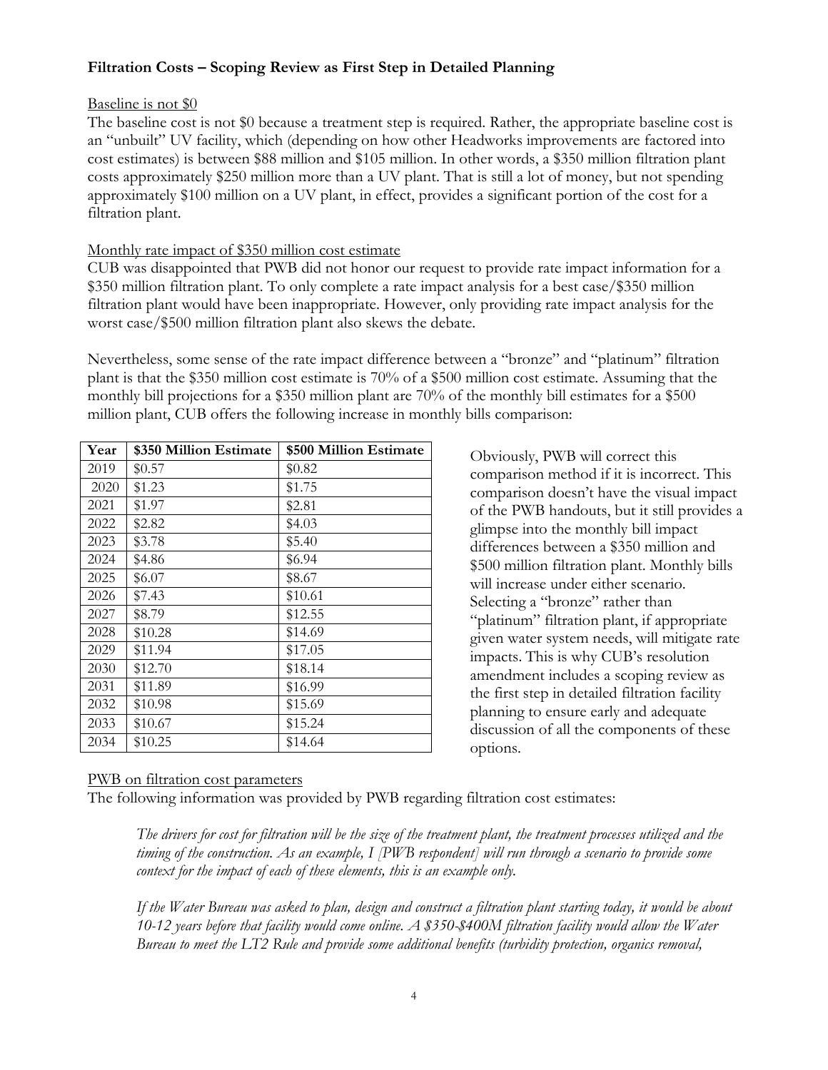**Filtration Costs – Scoping Review as First Step in Detailed Planning**

Baseline is not $0

The baseline cost is not $0 because a treatment step is required. Rather, the appropriate baseline cost is an "unbuilt" UV facility, which (depending on how other Headworks improvements are factored into cost estimates) is between $88 million and $105 million. In other words, a $350 million filtration plant costs approximately $250 million more than a UV plant. That is still a lot of money, but not spending approximately $100 million on a UV plant, in effect, provides a significant portion of the cost for a filtration plant.

Monthly rate impact of $350 million cost estimate

CUB was disappointed that PWB did not honor our request to provide rate impact information for a $350 million filtration plant. To only complete a rate impact analysis for a best case/$350 million filtration plant would have been inappropriate. However, only providing rate impact analysis for the worst case/$500 million filtration plant also skews the debate.

Nevertheless, some sense of the rate impact difference between a "bronze" and "platinum" filtration plant is that the $350 million cost estimate is 70% of a $500 million cost estimate. Assuming that the monthly bill projections for a $350 million plant are 70% of the monthly bill estimates for a $500 million plant, CUB offers the following increase in monthly bills comparison:

| Year | $350 Million Estimate | $500 Million Estimate |
|---|---|---|
| 2019 | $0.57 | $0.82 |
| 2020 | $1.23 | $1.75 |
| 2021 | $1.97 | $2.81 |
| 2022 | $2.82 | $4.03 |
| 2023 | $3.78 | $5.40 |
| 2024 | $4.86 | $6.94 |
| 2025 | $6.07 | $8.67 |
| 2026 | $7.43 | $10.61 |
| 2027 | $8.79 | $12.55 |
| 2028 | $10.28 | $14.69 |
| 2029 | $11.94 | $17.05 |
| 2030 | $12.70 | $18.14 |
| 2031 | $11.89 | $16.99 |
| 2032 | $10.98 | $15.69 |
| 2033 | $10.67 | $15.24 |
| 2034 | $10.25 | $14.64 |

Obviously, PWB will correct this comparison method if it is incorrect. This comparison doesn't have the visual impact of the PWB handouts, but it still provides a glimpse into the monthly bill impact differences between a $350 million and $500 million filtration plant. Monthly bills will increase under either scenario. Selecting a "bronze" rather than "platinum" filtration plant, if appropriate given water system needs, will mitigate rate impacts. This is why CUB's resolution amendment includes a scoping review as the first step in detailed filtration facility planning to ensure early and adequate discussion of all the components of these options.

PWB on filtration cost parameters

The following information was provided by PWB regarding filtration cost estimates:

> *The drivers for cost for filtration will be the size of the treatment plant, the treatment processes utilized and the timing of the construction. As an example, I [PWB respondent] will run through a scenario to provide some context for the impact of each of these elements, this is an example only.*
>
> *If the Water Bureau was asked to plan, design and construct a filtration plant starting today, it would be about 10-12 years before that facility would come online. A $350-$400M filtration facility would allow the Water Bureau to meet the LT2 Rule and provide some additional benefits (turbidity protection, organics removal,*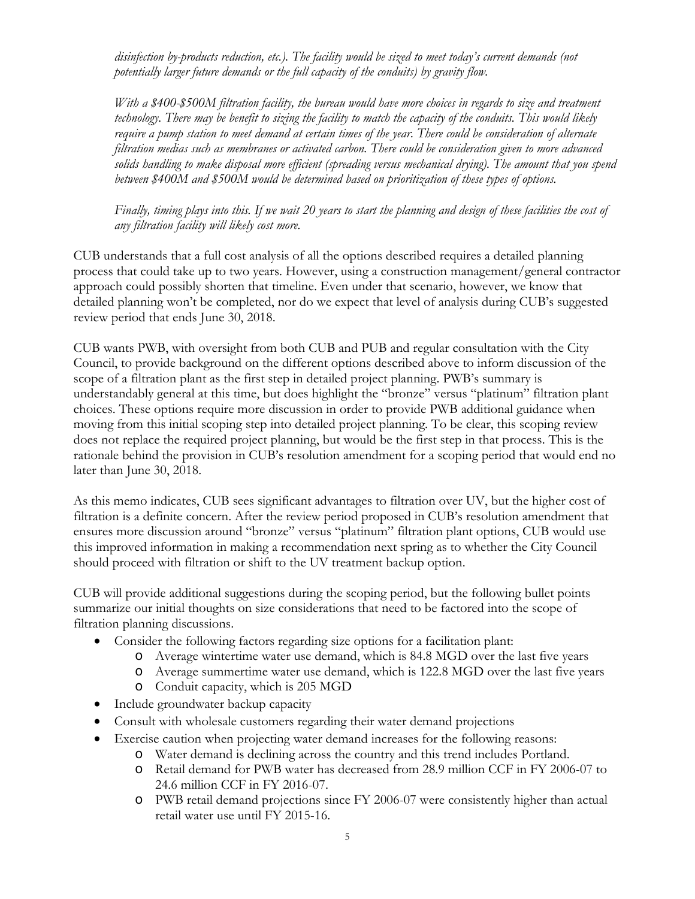*disinfection by-products reduction, etc.). The facility would be sized to meet today's current demands (not potentially larger future demands or the full capacity of the conduits) by gravity flow.*

*With a $400-$500M filtration facility, the bureau would have more choices in regards to size and treatment technology. There may be benefit to sizing the facility to match the capacity of the conduits. This would likely require a pump station to meet demand at certain times of the year. There could be consideration of alternate filtration medias such as membranes or activated carbon. There could be consideration given to more advanced solids handling to make disposal more efficient (spreading versus mechanical drying). The amount that you spend between $400M and $500M would be determined based on prioritization of these types of options.*

*Finally, timing plays into this. If we wait 20 years to start the planning and design of these facilities the cost of any filtration facility will likely cost more.*

CUB understands that a full cost analysis of all the options described requires a detailed planning process that could take up to two years. However, using a construction management/general contractor approach could possibly shorten that timeline. Even under that scenario, however, we know that detailed planning won't be completed, nor do we expect that level of analysis during CUB's suggested review period that ends June 30, 2018.

CUB wants PWB, with oversight from both CUB and PUB and regular consultation with the City Council, to provide background on the different options described above to inform discussion of the scope of a filtration plant as the first step in detailed project planning. PWB's summary is understandably general at this time, but does highlight the "bronze" versus "platinum" filtration plant choices. These options require more discussion in order to provide PWB additional guidance when moving from this initial scoping step into detailed project planning. To be clear, this scoping review does not replace the required project planning, but would be the first step in that process. This is the rationale behind the provision in CUB's resolution amendment for a scoping period that would end no later than June 30, 2018.

As this memo indicates, CUB sees significant advantages to filtration over UV, but the higher cost of filtration is a definite concern. After the review period proposed in CUB's resolution amendment that ensures more discussion around "bronze" versus "platinum" filtration plant options, CUB would use this improved information in making a recommendation next spring as to whether the City Council should proceed with filtration or shift to the UV treatment backup option.

CUB will provide additional suggestions during the scoping period, but the following bullet points summarize our initial thoughts on size considerations that need to be factored into the scope of filtration planning discussions.

- Consider the following factors regarding size options for a facilitation plant:
  - Average wintertime water use demand, which is 84.8 MGD over the last five years
  - Average summertime water use demand, which is 122.8 MGD over the last five years
  - Conduit capacity, which is 205 MGD
- Include groundwater backup capacity
- Consult with wholesale customers regarding their water demand projections
- Exercise caution when projecting water demand increases for the following reasons:
  - Water demand is declining across the country and this trend includes Portland.
  - Retail demand for PWB water has decreased from 28.9 million CCF in FY 2006-07 to 24.6 million CCF in FY 2016-07.
  - PWB retail demand projections since FY 2006-07 were consistently higher than actual retail water use until FY 2015-16.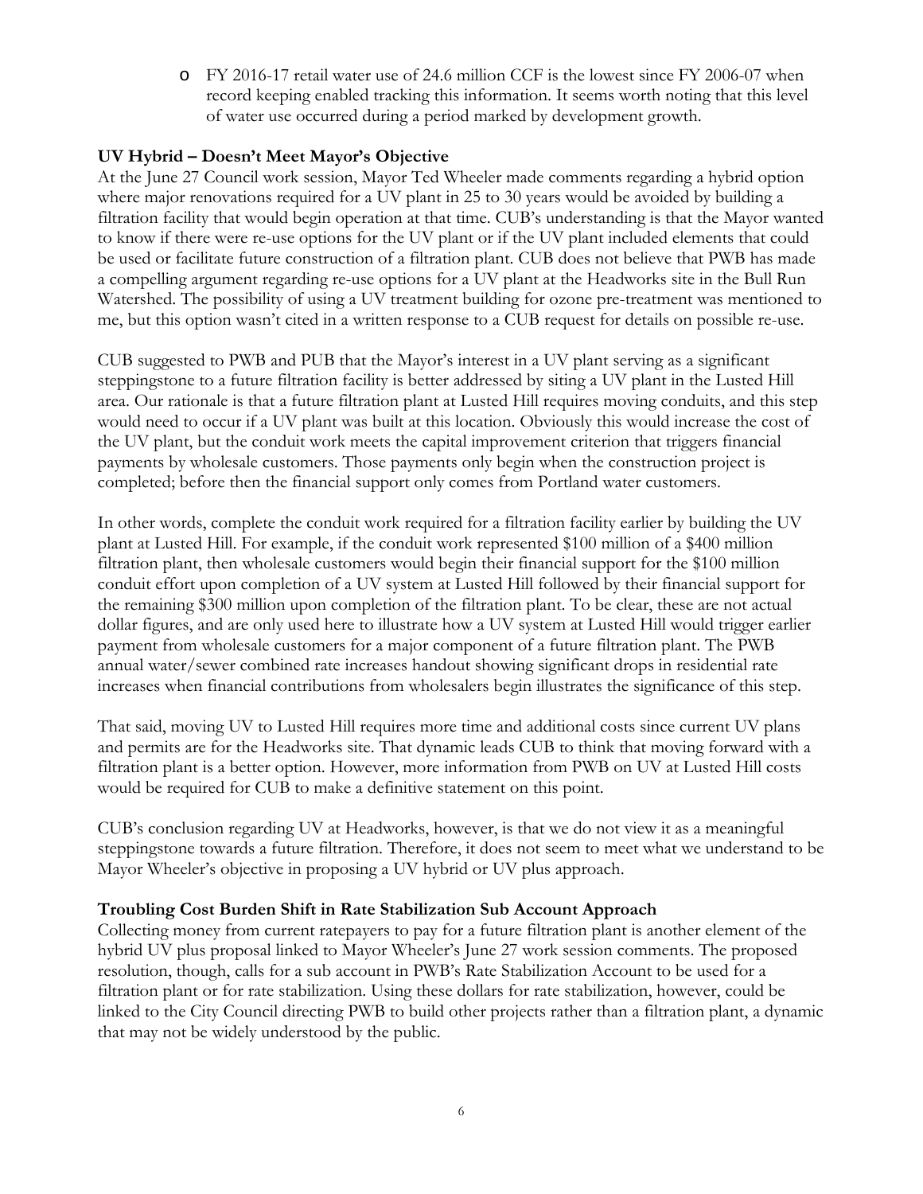- FY 2016-17 retail water use of 24.6 million CCF is the lowest since FY 2006-07 when record keeping enabled tracking this information. It seems worth noting that this level of water use occurred during a period marked by development growth.

**UV Hybrid – Doesn't Meet Mayor's Objective**

At the June 27 Council work session, Mayor Ted Wheeler made comments regarding a hybrid option where major renovations required for a UV plant in 25 to 30 years would be avoided by building a filtration facility that would begin operation at that time. CUB's understanding is that the Mayor wanted to know if there were re-use options for the UV plant or if the UV plant included elements that could be used or facilitate future construction of a filtration plant. CUB does not believe that PWB has made a compelling argument regarding re-use options for a UV plant at the Headworks site in the Bull Run Watershed. The possibility of using a UV treatment building for ozone pre-treatment was mentioned to me, but this option wasn't cited in a written response to a CUB request for details on possible re-use.

CUB suggested to PWB and PUB that the Mayor's interest in a UV plant serving as a significant steppingstone to a future filtration facility is better addressed by siting a UV plant in the Lusted Hill area. Our rationale is that a future filtration plant at Lusted Hill requires moving conduits, and this step would need to occur if a UV plant was built at this location. Obviously this would increase the cost of the UV plant, but the conduit work meets the capital improvement criterion that triggers financial payments by wholesale customers. Those payments only begin when the construction project is completed; before then the financial support only comes from Portland water customers.

In other words, complete the conduit work required for a filtration facility earlier by building the UV plant at Lusted Hill. For example, if the conduit work represented $100 million of a $400 million filtration plant, then wholesale customers would begin their financial support for the $100 million conduit effort upon completion of a UV system at Lusted Hill followed by their financial support for the remaining $300 million upon completion of the filtration plant. To be clear, these are not actual dollar figures, and are only used here to illustrate how a UV system at Lusted Hill would trigger earlier payment from wholesale customers for a major component of a future filtration plant. The PWB annual water/sewer combined rate increases handout showing significant drops in residential rate increases when financial contributions from wholesalers begin illustrates the significance of this step.

That said, moving UV to Lusted Hill requires more time and additional costs since current UV plans and permits are for the Headworks site. That dynamic leads CUB to think that moving forward with a filtration plant is a better option. However, more information from PWB on UV at Lusted Hill costs would be required for CUB to make a definitive statement on this point.

CUB's conclusion regarding UV at Headworks, however, is that we do not view it as a meaningful steppingstone towards a future filtration. Therefore, it does not seem to meet what we understand to be Mayor Wheeler's objective in proposing a UV hybrid or UV plus approach.

**Troubling Cost Burden Shift in Rate Stabilization Sub Account Approach**

Collecting money from current ratepayers to pay for a future filtration plant is another element of the hybrid UV plus proposal linked to Mayor Wheeler's June 27 work session comments. The proposed resolution, though, calls for a sub account in PWB's Rate Stabilization Account to be used for a filtration plant or for rate stabilization. Using these dollars for rate stabilization, however, could be linked to the City Council directing PWB to build other projects rather than a filtration plant, a dynamic that may not be widely understood by the public.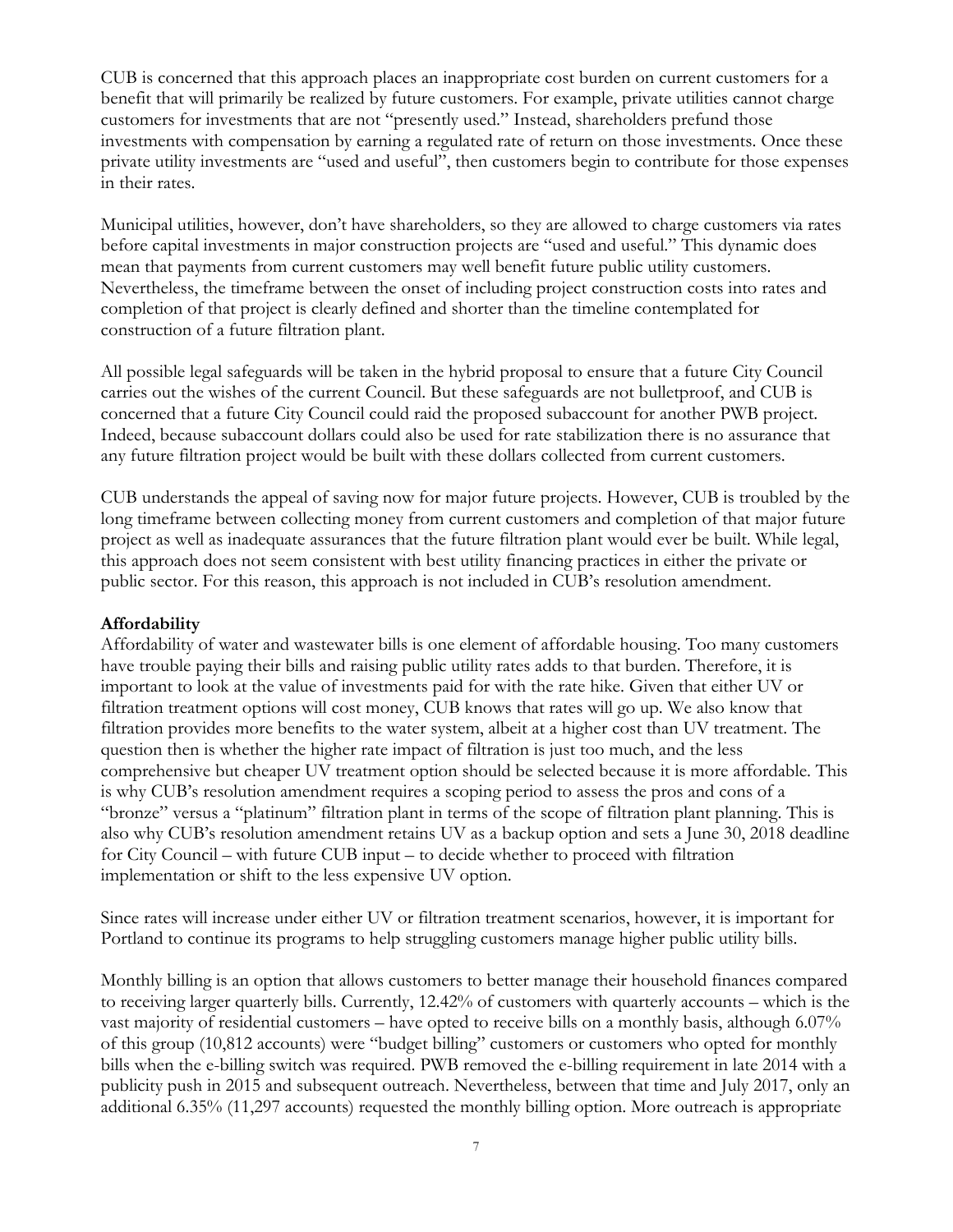CUB is concerned that this approach places an inappropriate cost burden on current customers for a benefit that will primarily be realized by future customers. For example, private utilities cannot charge customers for investments that are not "presently used." Instead, shareholders prefund those investments with compensation by earning a regulated rate of return on those investments. Once these private utility investments are "used and useful", then customers begin to contribute for those expenses in their rates.

Municipal utilities, however, don't have shareholders, so they are allowed to charge customers via rates before capital investments in major construction projects are "used and useful." This dynamic does mean that payments from current customers may well benefit future public utility customers. Nevertheless, the timeframe between the onset of including project construction costs into rates and completion of that project is clearly defined and shorter than the timeline contemplated for construction of a future filtration plant.

All possible legal safeguards will be taken in the hybrid proposal to ensure that a future City Council carries out the wishes of the current Council. But these safeguards are not bulletproof, and CUB is concerned that a future City Council could raid the proposed subaccount for another PWB project. Indeed, because subaccount dollars could also be used for rate stabilization there is no assurance that any future filtration project would be built with these dollars collected from current customers.

CUB understands the appeal of saving now for major future projects. However, CUB is troubled by the long timeframe between collecting money from current customers and completion of that major future project as well as inadequate assurances that the future filtration plant would ever be built. While legal, this approach does not seem consistent with best utility financing practices in either the private or public sector. For this reason, this approach is not included in CUB's resolution amendment.

**Affordability**

Affordability of water and wastewater bills is one element of affordable housing. Too many customers have trouble paying their bills and raising public utility rates adds to that burden. Therefore, it is important to look at the value of investments paid for with the rate hike. Given that either UV or filtration treatment options will cost money, CUB knows that rates will go up. We also know that filtration provides more benefits to the water system, albeit at a higher cost than UV treatment. The question then is whether the higher rate impact of filtration is just too much, and the less comprehensive but cheaper UV treatment option should be selected because it is more affordable. This is why CUB's resolution amendment requires a scoping period to assess the pros and cons of a "bronze" versus a "platinum" filtration plant in terms of the scope of filtration plant planning. This is also why CUB's resolution amendment retains UV as a backup option and sets a June 30, 2018 deadline for City Council – with future CUB input – to decide whether to proceed with filtration implementation or shift to the less expensive UV option.

Since rates will increase under either UV or filtration treatment scenarios, however, it is important for Portland to continue its programs to help struggling customers manage higher public utility bills.

Monthly billing is an option that allows customers to better manage their household finances compared to receiving larger quarterly bills. Currently, 12.42% of customers with quarterly accounts – which is the vast majority of residential customers – have opted to receive bills on a monthly basis, although 6.07% of this group (10,812 accounts) were "budget billing" customers or customers who opted for monthly bills when the e-billing switch was required. PWB removed the e-billing requirement in late 2014 with a publicity push in 2015 and subsequent outreach. Nevertheless, between that time and July 2017, only an additional 6.35% (11,297 accounts) requested the monthly billing option. More outreach is appropriate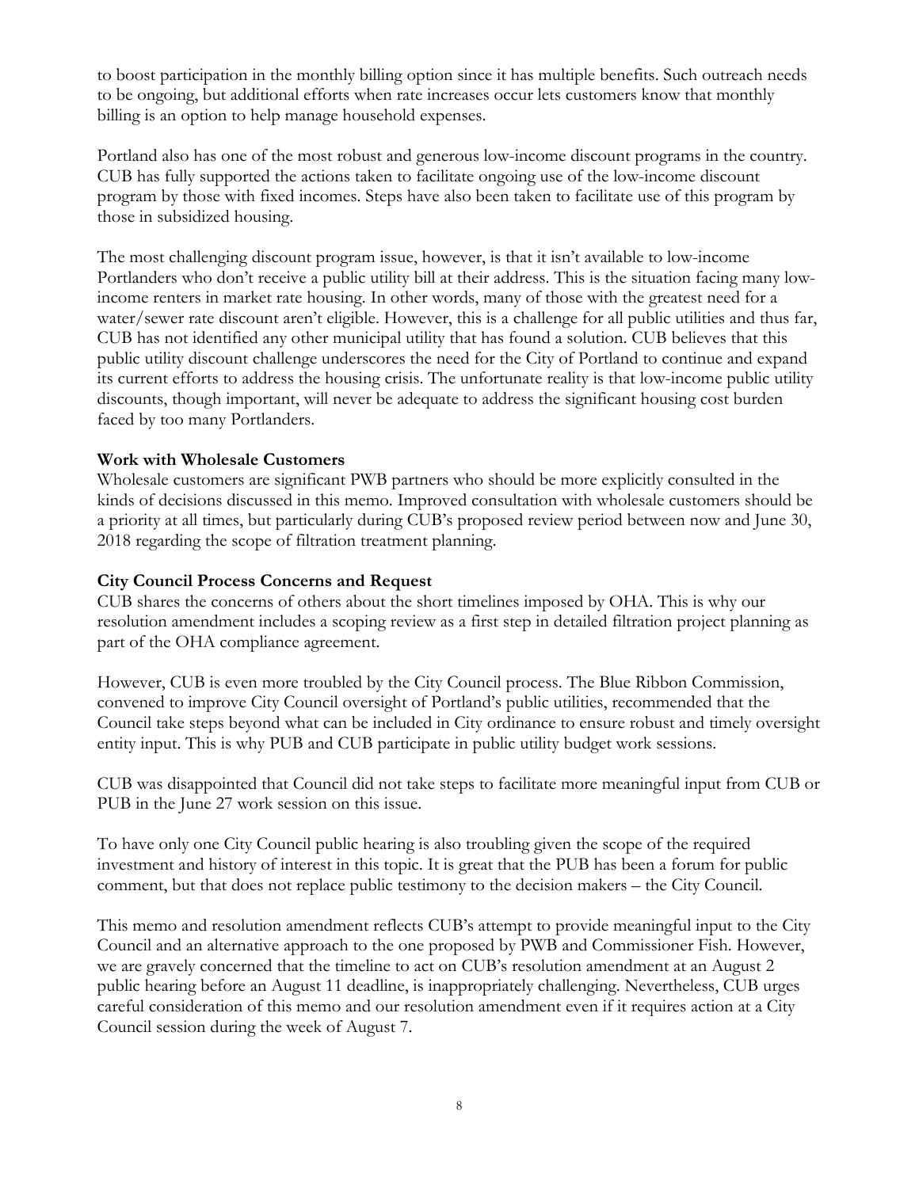to boost participation in the monthly billing option since it has multiple benefits. Such outreach needs to be ongoing, but additional efforts when rate increases occur lets customers know that monthly billing is an option to help manage household expenses.

Portland also has one of the most robust and generous low-income discount programs in the country. CUB has fully supported the actions taken to facilitate ongoing use of the low-income discount program by those with fixed incomes. Steps have also been taken to facilitate use of this program by those in subsidized housing.

The most challenging discount program issue, however, is that it isn't available to low-income Portlanders who don't receive a public utility bill at their address. This is the situation facing many low-income renters in market rate housing. In other words, many of those with the greatest need for a water/sewer rate discount aren't eligible. However, this is a challenge for all public utilities and thus far, CUB has not identified any other municipal utility that has found a solution. CUB believes that this public utility discount challenge underscores the need for the City of Portland to continue and expand its current efforts to address the housing crisis. The unfortunate reality is that low-income public utility discounts, though important, will never be adequate to address the significant housing cost burden faced by too many Portlanders.

**Work with Wholesale Customers**

Wholesale customers are significant PWB partners who should be more explicitly consulted in the kinds of decisions discussed in this memo. Improved consultation with wholesale customers should be a priority at all times, but particularly during CUB's proposed review period between now and June 30, 2018 regarding the scope of filtration treatment planning.

**City Council Process Concerns and Request**

CUB shares the concerns of others about the short timelines imposed by OHA. This is why our resolution amendment includes a scoping review as a first step in detailed filtration project planning as part of the OHA compliance agreement.

However, CUB is even more troubled by the City Council process. The Blue Ribbon Commission, convened to improve City Council oversight of Portland's public utilities, recommended that the Council take steps beyond what can be included in City ordinance to ensure robust and timely oversight entity input. This is why PUB and CUB participate in public utility budget work sessions.

CUB was disappointed that Council did not take steps to facilitate more meaningful input from CUB or PUB in the June 27 work session on this issue.

To have only one City Council public hearing is also troubling given the scope of the required investment and history of interest in this topic. It is great that the PUB has been a forum for public comment, but that does not replace public testimony to the decision makers – the City Council.

This memo and resolution amendment reflects CUB's attempt to provide meaningful input to the City Council and an alternative approach to the one proposed by PWB and Commissioner Fish. However, we are gravely concerned that the timeline to act on CUB's resolution amendment at an August 2 public hearing before an August 11 deadline, is inappropriately challenging. Nevertheless, CUB urges careful consideration of this memo and our resolution amendment even if it requires action at a City Council session during the week of August 7.